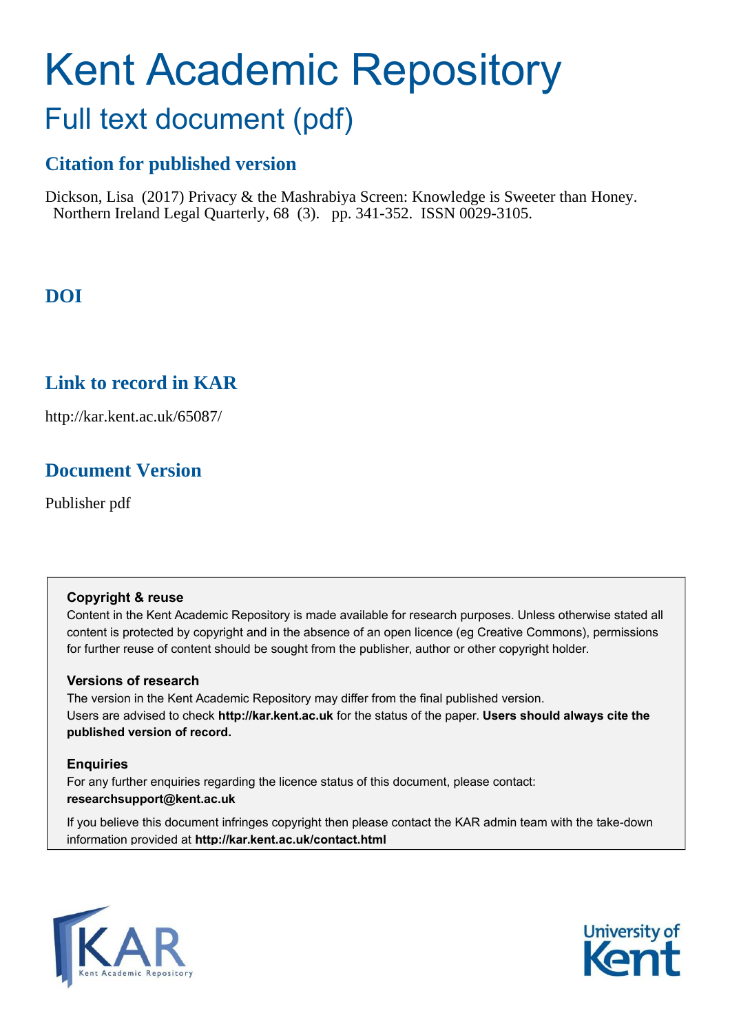# Kent Academic Repository

## Full text document (pdf)

### Citation for published version

Dickson, Lisa (2017) Privacy & the Mashrabiya Screen: Knowledge is Sweeter than Honey. Northern Ireland Legal Quarterly, 68 (3). pp. 341-352. ISSN 0029-3105.

### DOI

### Link to record in KAR

http://kar.kent.ac.uk/65087/

### Document Version

Publisher pdf

**Copyright & reuse**

Content in the Kent Academic Repository is made available for research purposes. Unless otherwise stated all content is protected by copyright and in the absence of an open licence (eg Creative Commons), permissions for further reuse of content should be sought from the publisher, author or other copyright holder.

**Versions of research**

The version in the Kent Academic Repository may differ from the final published version. Users are advised to check **http://kar.kent.ac.uk** for the status of the paper. **Users should always cite the published version of record.**

**Enquiries**

For any further enquiries regarding the licence status of this document, please contact: **researchsupport@kent.ac.uk**

If you believe this document infringes copyright then please contact the KAR admin team with the take-down information provided at **http://kar.kent.ac.uk/contact.html**

KAR Kent Academic Repository

University of Kent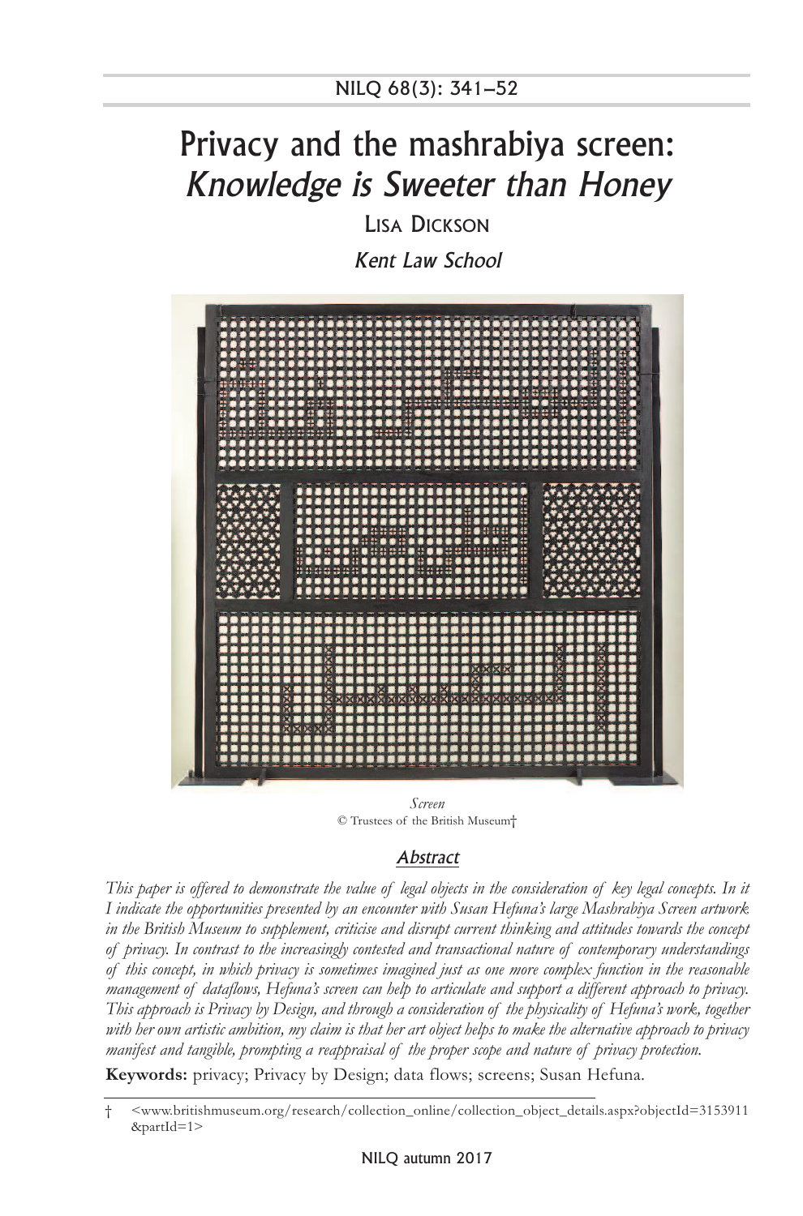# Privacy and the mashrabiya screen: *Knowledge is Sweeter than Honey*

Lisa Dickson

*Kent Law School*

*Screen*
© Trustees of the British Museum†

## *Abstract*

*This paper is offered to demonstrate the value of legal objects in the consideration of key legal concepts. In it I indicate the opportunities presented by an encounter with Susan Hefuna's large Mashrabiya Screen artwork in the British Museum to supplement, criticise and disrupt current thinking and attitudes towards the concept of privacy. In contrast to the increasingly contested and transactional nature of contemporary understandings of this concept, in which privacy is sometimes imagined just as one more complex function in the reasonable management of dataflows, Hefuna's screen can help to articulate and support a different approach to privacy. This approach is Privacy by Design, and through a consideration of the physicality of Hefuna's work, together with her own artistic ambition, my claim is that her art object helps to make the alternative approach to privacy manifest and tangible, prompting a reappraisal of the proper scope and nature of privacy protection.*

**Keywords:** privacy; Privacy by Design; data flows; screens; Susan Hefuna.

† <www.britishmuseum.org/research/collection_online/collection_object_details.aspx?objectId=3153911&partId=1>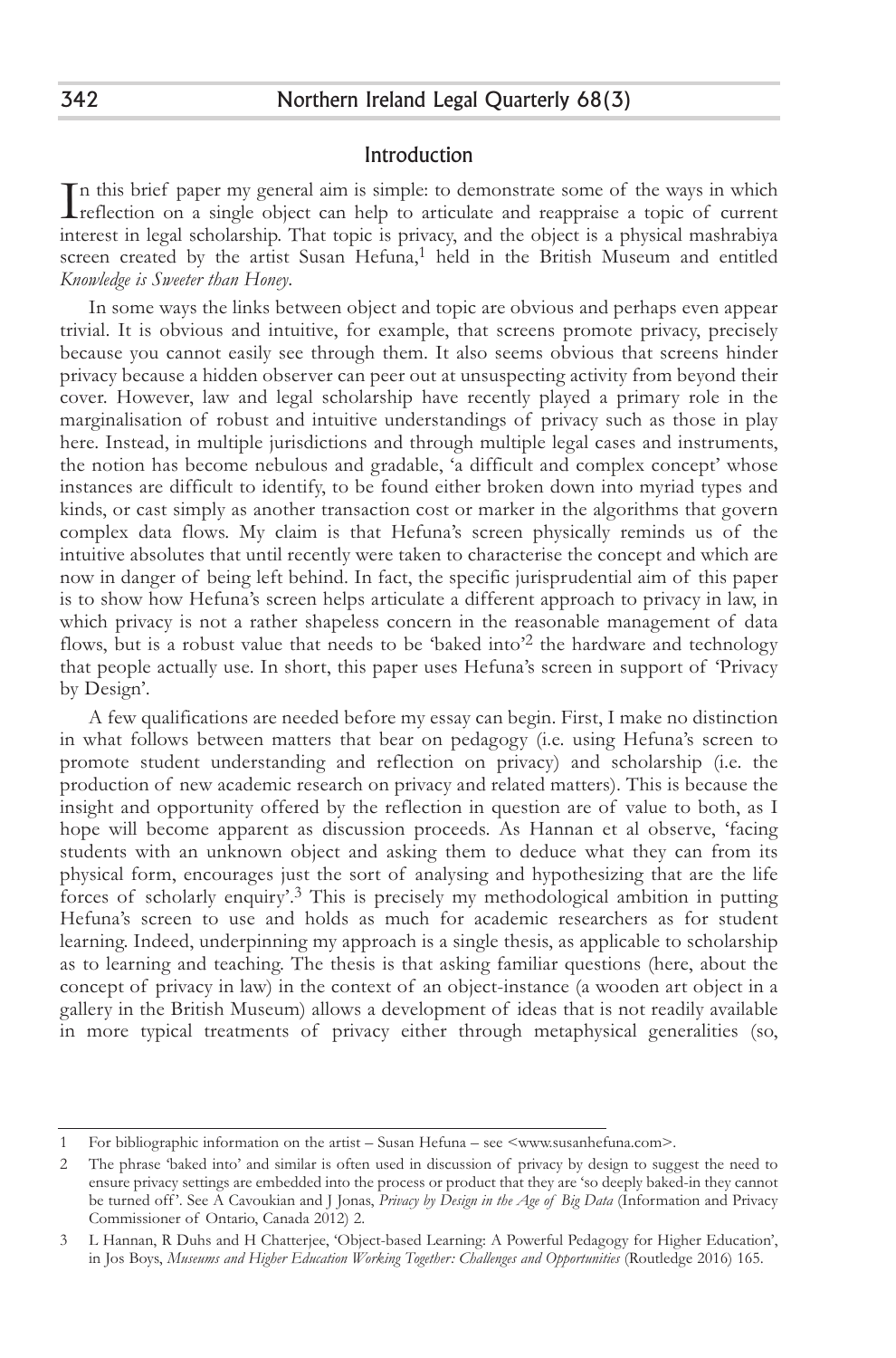## Introduction

In this brief paper my general aim is simple: to demonstrate some of the ways in which reflection on a single object can help to articulate and reappraise a topic of current interest in legal scholarship. That topic is privacy, and the object is a physical mashrabiya screen created by the artist Susan Hefuna,[1] held in the British Museum and entitled *Knowledge is Sweeter than Honey*.

In some ways the links between object and topic are obvious and perhaps even appear trivial. It is obvious and intuitive, for example, that screens promote privacy, precisely because you cannot easily see through them. It also seems obvious that screens hinder privacy because a hidden observer can peer out at unsuspecting activity from beyond their cover. However, law and legal scholarship have recently played a primary role in the marginalisation of robust and intuitive understandings of privacy such as those in play here. Instead, in multiple jurisdictions and through multiple legal cases and instruments, the notion has become nebulous and gradable, 'a difficult and complex concept' whose instances are difficult to identify, to be found either broken down into myriad types and kinds, or cast simply as another transaction cost or marker in the algorithms that govern complex data flows. My claim is that Hefuna's screen physically reminds us of the intuitive absolutes that until recently were taken to characterise the concept and which are now in danger of being left behind. In fact, the specific jurisprudential aim of this paper is to show how Hefuna's screen helps articulate a different approach to privacy in law, in which privacy is not a rather shapeless concern in the reasonable management of data flows, but is a robust value that needs to be 'baked into'[2] the hardware and technology that people actually use. In short, this paper uses Hefuna's screen in support of 'Privacy by Design'.

A few qualifications are needed before my essay can begin. First, I make no distinction in what follows between matters that bear on pedagogy (i.e. using Hefuna's screen to promote student understanding and reflection on privacy) and scholarship (i.e. the production of new academic research on privacy and related matters). This is because the insight and opportunity offered by the reflection in question are of value to both, as I hope will become apparent as discussion proceeds. As Hannan et al observe, 'facing students with an unknown object and asking them to deduce what they can from its physical form, encourages just the sort of analysing and hypothesizing that are the life forces of scholarly enquiry'.[3] This is precisely my methodological ambition in putting Hefuna's screen to use and holds as much for academic researchers as for student learning. Indeed, underpinning my approach is a single thesis, as applicable to scholarship as to learning and teaching. The thesis is that asking familiar questions (here, about the concept of privacy in law) in the context of an object-instance (a wooden art object in a gallery in the British Museum) allows a development of ideas that is not readily available in more typical treatments of privacy either through metaphysical generalities (so,

---

1 For bibliographic information on the artist – Susan Hefuna – see <www.susanhefuna.com>.

2 The phrase 'baked into' and similar is often used in discussion of privacy by design to suggest the need to ensure privacy settings are embedded into the process or product that they are 'so deeply baked-in they cannot be turned off'. See A Cavoukian and J Jonas, *Privacy by Design in the Age of Big Data* (Information and Privacy Commissioner of Ontario, Canada 2012) 2.

3 L Hannan, R Duhs and H Chatterjee, 'Object-based Learning: A Powerful Pedagogy for Higher Education', in Jos Boys, *Museums and Higher Education Working Together: Challenges and Opportunities* (Routledge 2016) 165.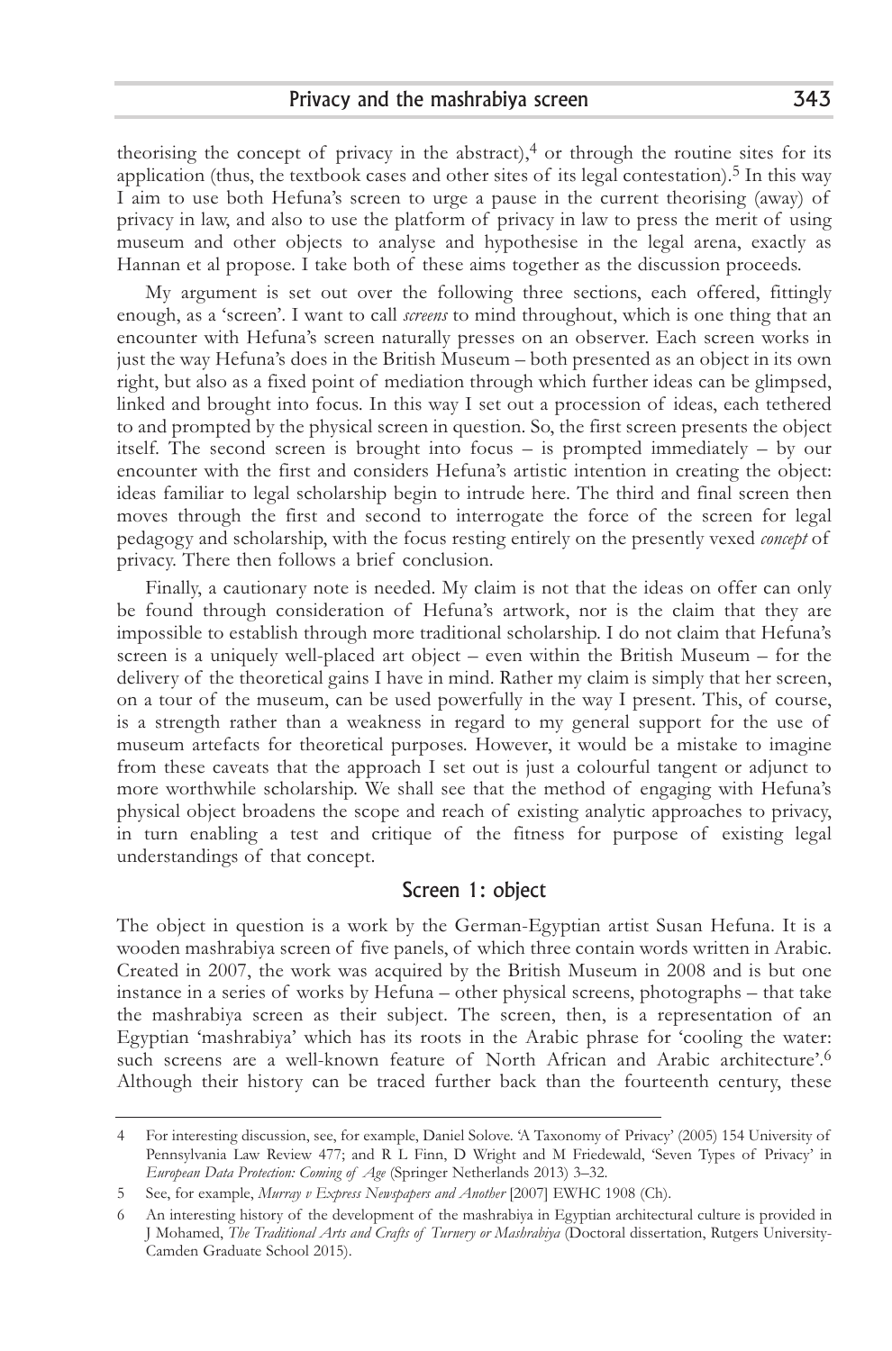theorising the concept of privacy in the abstract),[4] or through the routine sites for its application (thus, the textbook cases and other sites of its legal contestation).[5] In this way I aim to use both Hefuna's screen to urge a pause in the current theorising (away) of privacy in law, and also to use the platform of privacy in law to press the merit of using museum and other objects to analyse and hypothesise in the legal arena, exactly as Hannan et al propose. I take both of these aims together as the discussion proceeds.

My argument is set out over the following three sections, each offered, fittingly enough, as a 'screen'. I want to call *screens* to mind throughout, which is one thing that an encounter with Hefuna's screen naturally presses on an observer. Each screen works in just the way Hefuna's does in the British Museum – both presented as an object in its own right, but also as a fixed point of mediation through which further ideas can be glimpsed, linked and brought into focus. In this way I set out a procession of ideas, each tethered to and prompted by the physical screen in question. So, the first screen presents the object itself. The second screen is brought into focus – is prompted immediately – by our encounter with the first and considers Hefuna's artistic intention in creating the object: ideas familiar to legal scholarship begin to intrude here. The third and final screen then moves through the first and second to interrogate the force of the screen for legal pedagogy and scholarship, with the focus resting entirely on the presently vexed *concept* of privacy. There then follows a brief conclusion.

Finally, a cautionary note is needed. My claim is not that the ideas on offer can only be found through consideration of Hefuna's artwork, nor is the claim that they are impossible to establish through more traditional scholarship. I do not claim that Hefuna's screen is a uniquely well-placed art object – even within the British Museum – for the delivery of the theoretical gains I have in mind. Rather my claim is simply that her screen, on a tour of the museum, can be used powerfully in the way I present. This, of course, is a strength rather than a weakness in regard to my general support for the use of museum artefacts for theoretical purposes. However, it would be a mistake to imagine from these caveats that the approach I set out is just a colourful tangent or adjunct to more worthwhile scholarship. We shall see that the method of engaging with Hefuna's physical object broadens the scope and reach of existing analytic approaches to privacy, in turn enabling a test and critique of the fitness for purpose of existing legal understandings of that concept.

## Screen 1: object

The object in question is a work by the German-Egyptian artist Susan Hefuna. It is a wooden mashrabiya screen of five panels, of which three contain words written in Arabic. Created in 2007, the work was acquired by the British Museum in 2008 and is but one instance in a series of works by Hefuna – other physical screens, photographs – that take the mashrabiya screen as their subject. The screen, then, is a representation of an Egyptian 'mashrabiya' which has its roots in the Arabic phrase for 'cooling the water: such screens are a well-known feature of North African and Arabic architecture'.[6] Although their history can be traced further back than the fourteenth century, these

---

4 For interesting discussion, see, for example, Daniel Solove. 'A Taxonomy of Privacy' (2005) 154 University of Pennsylvania Law Review 477; and R L Finn, D Wright and M Friedewald, 'Seven Types of Privacy' in *European Data Protection: Coming of Age* (Springer Netherlands 2013) 3–32.

5 See, for example, *Murray v Express Newspapers and Another* [2007] EWHC 1908 (Ch).

6 An interesting history of the development of the mashrabiya in Egyptian architectural culture is provided in J Mohamed, *The Traditional Arts and Crafts of Turnery or Mashrabiya* (Doctoral dissertation, Rutgers University-Camden Graduate School 2015).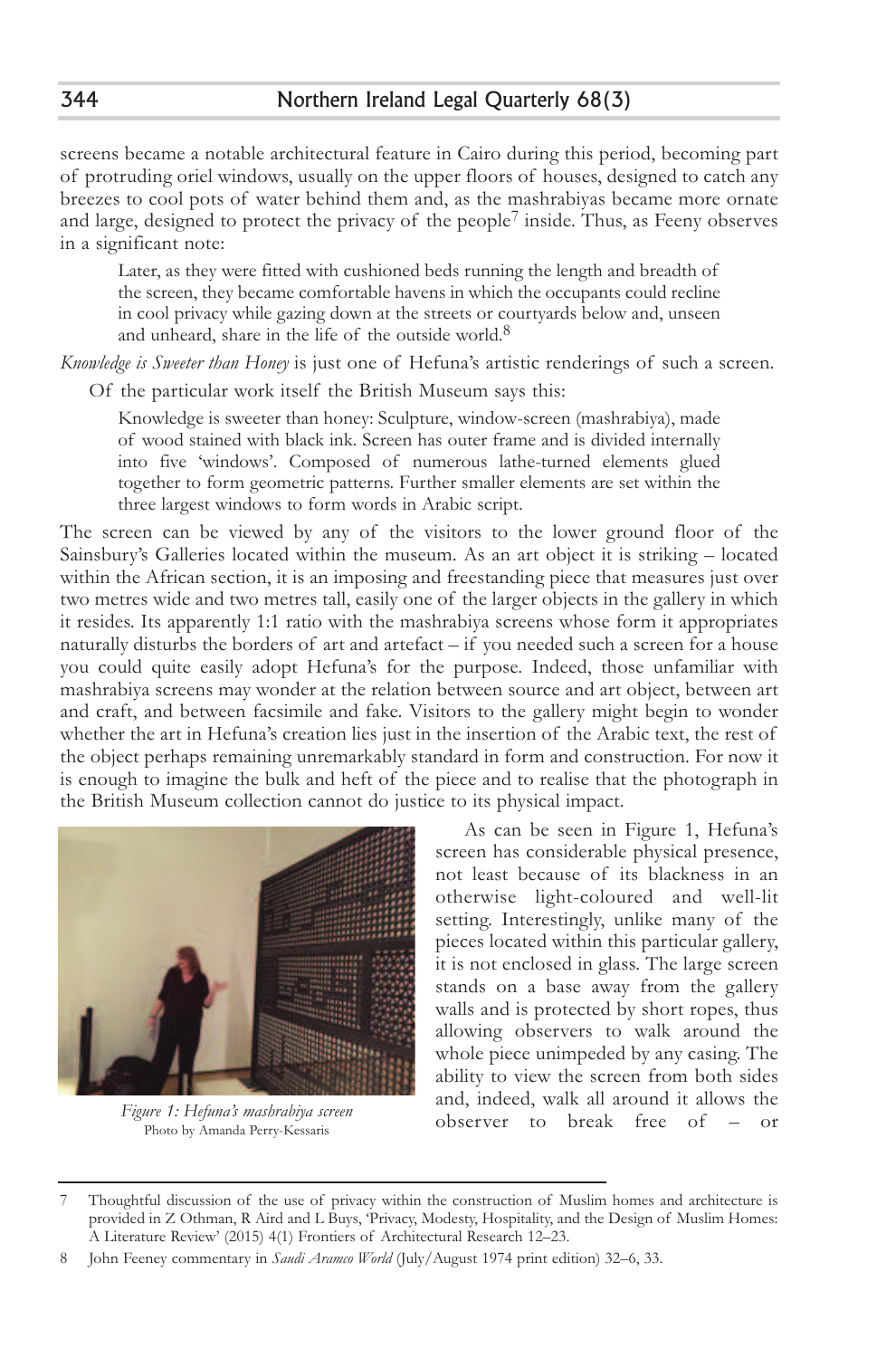screens became a notable architectural feature in Cairo during this period, becoming part of protruding oriel windows, usually on the upper floors of houses, designed to catch any breezes to cool pots of water behind them and, as the mashrabiyas became more ornate and large, designed to protect the privacy of the people[7] inside. Thus, as Feeny observes in a significant note:

> Later, as they were fitted with cushioned beds running the length and breadth of the screen, they became comfortable havens in which the occupants could recline in cool privacy while gazing down at the streets or courtyards below and, unseen and unheard, share in the life of the outside world.[8]

*Knowledge is Sweeter than Honey* is just one of Hefuna's artistic renderings of such a screen.

Of the particular work itself the British Museum says this:

> Knowledge is sweeter than honey: Sculpture, window-screen (mashrabiya), made of wood stained with black ink. Screen has outer frame and is divided internally into five 'windows'. Composed of numerous lathe-turned elements glued together to form geometric patterns. Further smaller elements are set within the three largest windows to form words in Arabic script.

The screen can be viewed by any of the visitors to the lower ground floor of the Sainsbury's Galleries located within the museum. As an art object it is striking – located within the African section, it is an imposing and freestanding piece that measures just over two metres wide and two metres tall, easily one of the larger objects in the gallery in which it resides. Its apparently 1:1 ratio with the mashrabiya screens whose form it appropriates naturally disturbs the borders of art and artefact – if you needed such a screen for a house you could quite easily adopt Hefuna's for the purpose. Indeed, those unfamiliar with mashrabiya screens may wonder at the relation between source and art object, between art and craft, and between facsimile and fake. Visitors to the gallery might begin to wonder whether the art in Hefuna's creation lies just in the insertion of the Arabic text, the rest of the object perhaps remaining unremarkably standard in form and construction. For now it is enough to imagine the bulk and heft of the piece and to realise that the photograph in the British Museum collection cannot do justice to its physical impact.

*Figure 1: Hefuna's mashrabiya screen*
Photo by Amanda Perry-Kessaris

As can be seen in Figure 1, Hefuna's screen has considerable physical presence, not least because of its blackness in an otherwise light-coloured and well-lit setting. Interestingly, unlike many of the pieces located within this particular gallery, it is not enclosed in glass. The large screen stands on a base away from the gallery walls and is protected by short ropes, thus allowing observers to walk around the whole piece unimpeded by any casing. The ability to view the screen from both sides and, indeed, walk all around it allows the observer to break free of – or

---

7 Thoughtful discussion of the use of privacy within the construction of Muslim homes and architecture is provided in Z Othman, R Aird and L Buys, 'Privacy, Modesty, Hospitality, and the Design of Muslim Homes: A Literature Review' (2015) 4(1) Frontiers of Architectural Research 12–23.

8 John Feeney commentary in *Saudi Aramco World* (July/August 1974 print edition) 32–6, 33.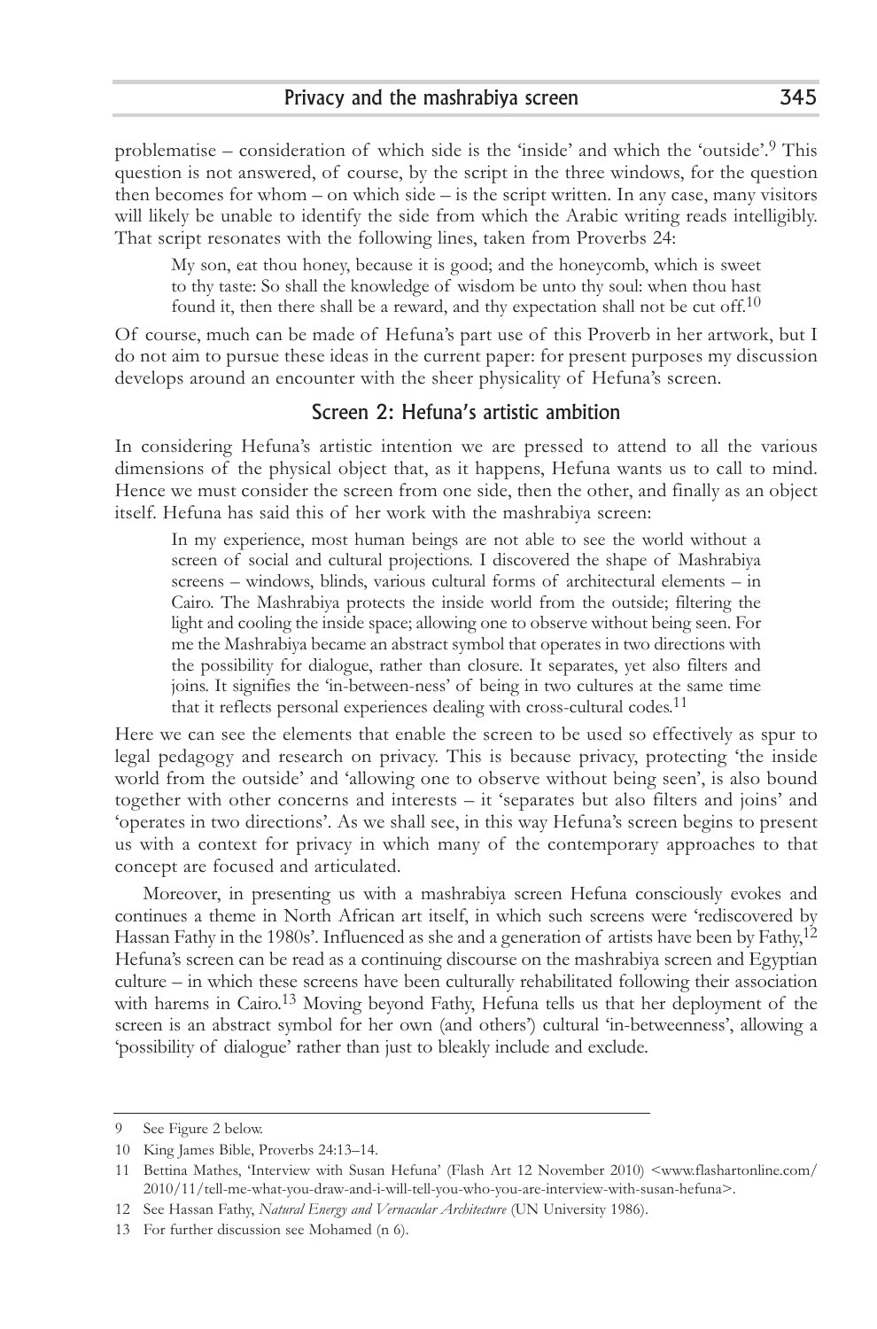problematise – consideration of which side is the 'inside' and which the 'outside'.[9] This question is not answered, of course, by the script in the three windows, for the question then becomes for whom – on which side – is the script written. In any case, many visitors will likely be unable to identify the side from which the Arabic writing reads intelligibly. That script resonates with the following lines, taken from Proverbs 24:

> My son, eat thou honey, because it is good; and the honeycomb, which is sweet to thy taste: So shall the knowledge of wisdom be unto thy soul: when thou hast found it, then there shall be a reward, and thy expectation shall not be cut off.[10]

Of course, much can be made of Hefuna's part use of this Proverb in her artwork, but I do not aim to pursue these ideas in the current paper: for present purposes my discussion develops around an encounter with the sheer physicality of Hefuna's screen.

## Screen 2: Hefuna's artistic ambition

In considering Hefuna's artistic intention we are pressed to attend to all the various dimensions of the physical object that, as it happens, Hefuna wants us to call to mind. Hence we must consider the screen from one side, then the other, and finally as an object itself. Hefuna has said this of her work with the mashrabiya screen:

> In my experience, most human beings are not able to see the world without a screen of social and cultural projections. I discovered the shape of Mashrabiya screens – windows, blinds, various cultural forms of architectural elements – in Cairo. The Mashrabiya protects the inside world from the outside; filtering the light and cooling the inside space; allowing one to observe without being seen. For me the Mashrabiya became an abstract symbol that operates in two directions with the possibility for dialogue, rather than closure. It separates, yet also filters and joins. It signifies the 'in-between-ness' of being in two cultures at the same time that it reflects personal experiences dealing with cross-cultural codes.[11]

Here we can see the elements that enable the screen to be used so effectively as spur to legal pedagogy and research on privacy. This is because privacy, protecting 'the inside world from the outside' and 'allowing one to observe without being seen', is also bound together with other concerns and interests – it 'separates but also filters and joins' and 'operates in two directions'. As we shall see, in this way Hefuna's screen begins to present us with a context for privacy in which many of the contemporary approaches to that concept are focused and articulated.

Moreover, in presenting us with a mashrabiya screen Hefuna consciously evokes and continues a theme in North African art itself, in which such screens were 'rediscovered by Hassan Fathy in the 1980s'. Influenced as she and a generation of artists have been by Fathy,[12] Hefuna's screen can be read as a continuing discourse on the mashrabiya screen and Egyptian culture – in which these screens have been culturally rehabilitated following their association with harems in Cairo.[13] Moving beyond Fathy, Hefuna tells us that her deployment of the screen is an abstract symbol for her own (and others') cultural 'in-betweenness', allowing a 'possibility of dialogue' rather than just to bleakly include and exclude.

---

9 See Figure 2 below.

10 King James Bible, Proverbs 24:13–14.

11 Bettina Mathes, 'Interview with Susan Hefuna' (Flash Art 12 November 2010) <www.flashartonline.com/2010/11/tell-me-what-you-draw-and-i-will-tell-you-who-you-are-interview-with-susan-hefuna>.

12 See Hassan Fathy, *Natural Energy and Vernacular Architecture* (UN University 1986).

13 For further discussion see Mohamed (n 6).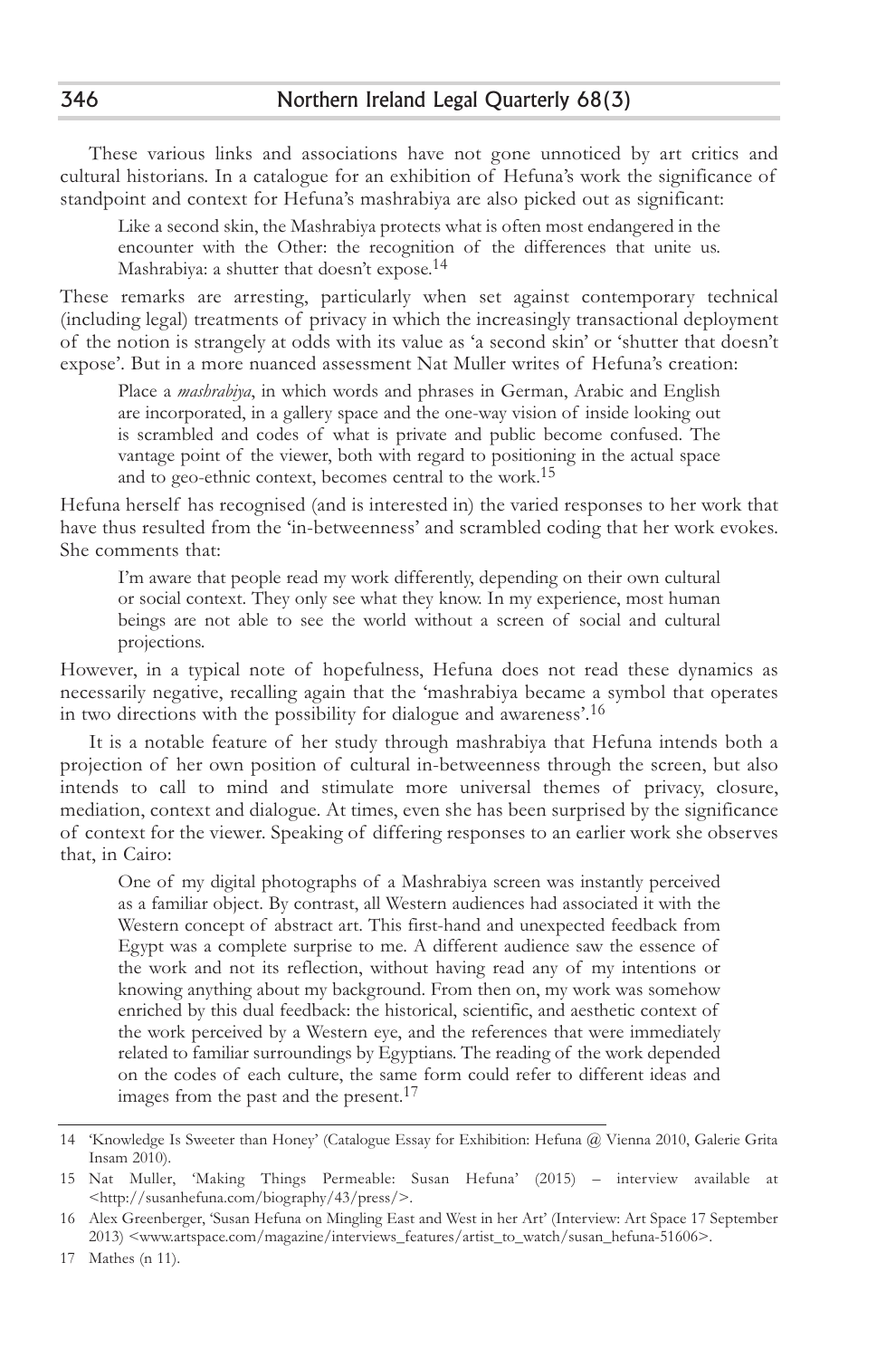These various links and associations have not gone unnoticed by art critics and cultural historians. In a catalogue for an exhibition of Hefuna's work the significance of standpoint and context for Hefuna's mashrabiya are also picked out as significant:

> Like a second skin, the Mashrabiya protects what is often most endangered in the encounter with the Other: the recognition of the differences that unite us. Mashrabiya: a shutter that doesn't expose.[14]

These remarks are arresting, particularly when set against contemporary technical (including legal) treatments of privacy in which the increasingly transactional deployment of the notion is strangely at odds with its value as 'a second skin' or 'shutter that doesn't expose'. But in a more nuanced assessment Nat Muller writes of Hefuna's creation:

> Place a *mashrabiya*, in which words and phrases in German, Arabic and English are incorporated, in a gallery space and the one-way vision of inside looking out is scrambled and codes of what is private and public become confused. The vantage point of the viewer, both with regard to positioning in the actual space and to geo-ethnic context, becomes central to the work.[15]

Hefuna herself has recognised (and is interested in) the varied responses to her work that have thus resulted from the 'in-betweenness' and scrambled coding that her work evokes. She comments that:

> I'm aware that people read my work differently, depending on their own cultural or social context. They only see what they know. In my experience, most human beings are not able to see the world without a screen of social and cultural projections.

However, in a typical note of hopefulness, Hefuna does not read these dynamics as necessarily negative, recalling again that the 'mashrabiya became a symbol that operates in two directions with the possibility for dialogue and awareness'.[16]

It is a notable feature of her study through mashrabiya that Hefuna intends both a projection of her own position of cultural in-betweenness through the screen, but also intends to call to mind and stimulate more universal themes of privacy, closure, mediation, context and dialogue. At times, even she has been surprised by the significance of context for the viewer. Speaking of differing responses to an earlier work she observes that, in Cairo:

> One of my digital photographs of a Mashrabiya screen was instantly perceived as a familiar object. By contrast, all Western audiences had associated it with the Western concept of abstract art. This first-hand and unexpected feedback from Egypt was a complete surprise to me. A different audience saw the essence of the work and not its reflection, without having read any of my intentions or knowing anything about my background. From then on, my work was somehow enriched by this dual feedback: the historical, scientific, and aesthetic context of the work perceived by a Western eye, and the references that were immediately related to familiar surroundings by Egyptians. The reading of the work depended on the codes of each culture, the same form could refer to different ideas and images from the past and the present.[17]

---

14 'Knowledge Is Sweeter than Honey' (Catalogue Essay for Exhibition: Hefuna @ Vienna 2010, Galerie Grita Insam 2010).

15 Nat Muller, 'Making Things Permeable: Susan Hefuna' (2015) – interview available at <http://susanhefuna.com/biography/43/press/>.

16 Alex Greenberger, 'Susan Hefuna on Mingling East and West in her Art' (Interview: Art Space 17 September 2013) <www.artspace.com/magazine/interviews_features/artist_to_watch/susan_hefuna-51606>.

17 Mathes (n 11).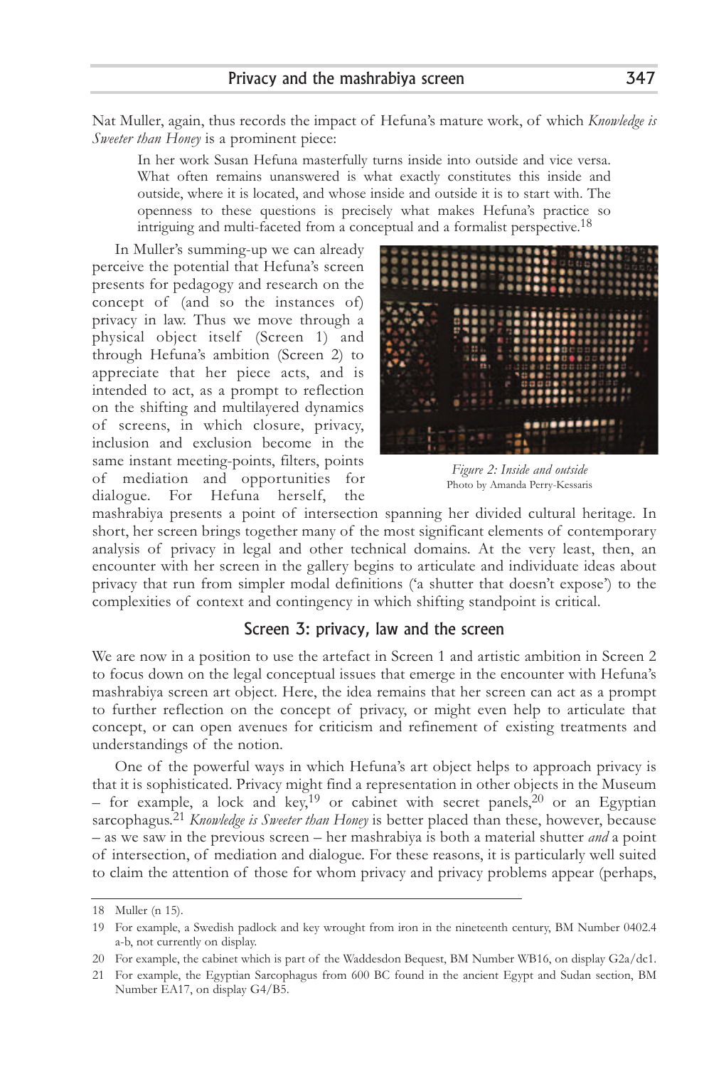Nat Muller, again, thus records the impact of Hefuna's mature work, of which *Knowledge is Sweeter than Honey* is a prominent piece:

> In her work Susan Hefuna masterfully turns inside into outside and vice versa. What often remains unanswered is what exactly constitutes this inside and outside, where it is located, and whose inside and outside it is to start with. The openness to these questions is precisely what makes Hefuna's practice so intriguing and multi-faceted from a conceptual and a formalist perspective.[18]

In Muller's summing-up we can already perceive the potential that Hefuna's screen presents for pedagogy and research on the concept of (and so the instances of) privacy in law. Thus we move through a physical object itself (Screen 1) and through Hefuna's ambition (Screen 2) to appreciate that her piece acts, and is intended to act, as a prompt to reflection on the shifting and multilayered dynamics of screens, in which closure, privacy, inclusion and exclusion become in the same instant meeting-points, filters, points of mediation and opportunities for dialogue. For Hefuna herself, the mashrabiya presents a point of intersection spanning her divided cultural heritage. In short, her screen brings together many of the most significant elements of contemporary analysis of privacy in legal and other technical domains. At the very least, then, an encounter with her screen in the gallery begins to articulate and individuate ideas about privacy that run from simpler modal definitions ('a shutter that doesn't expose') to the complexities of context and contingency in which shifting standpoint is critical.

*Figure 2: Inside and outside*
Photo by Amanda Perry-Kessaris

## Screen 3: privacy, law and the screen

We are now in a position to use the artefact in Screen 1 and artistic ambition in Screen 2 to focus down on the legal conceptual issues that emerge in the encounter with Hefuna's mashrabiya screen art object. Here, the idea remains that her screen can act as a prompt to further reflection on the concept of privacy, or might even help to articulate that concept, or can open avenues for criticism and refinement of existing treatments and understandings of the notion.

One of the powerful ways in which Hefuna's art object helps to approach privacy is that it is sophisticated. Privacy might find a representation in other objects in the Museum – for example, a lock and key,[19] or cabinet with secret panels,[20] or an Egyptian sarcophagus.[21] *Knowledge is Sweeter than Honey* is better placed than these, however, because – as we saw in the previous screen – her mashrabiya is both a material shutter *and* a point of intersection, of mediation and dialogue. For these reasons, it is particularly well suited to claim the attention of those for whom privacy and privacy problems appear (perhaps,

---

18 Muller (n 15).

19 For example, a Swedish padlock and key wrought from iron in the nineteenth century, BM Number 0402.4 a-b, not currently on display.

20 For example, the cabinet which is part of the Waddesdon Bequest, BM Number WB16, on display G2a/dc1.

21 For example, the Egyptian Sarcophagus from 600 BC found in the ancient Egypt and Sudan section, BM Number EA17, on display G4/B5.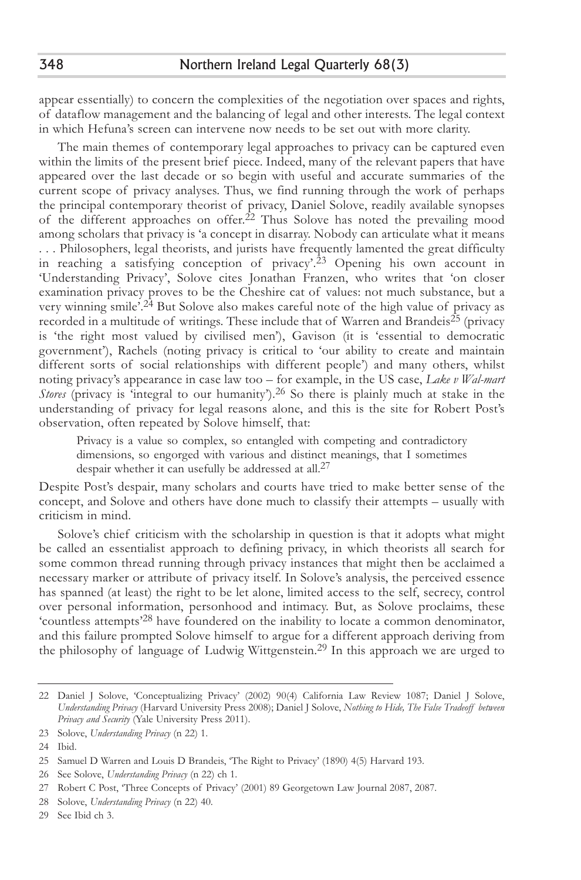appear essentially) to concern the complexities of the negotiation over spaces and rights, of dataflow management and the balancing of legal and other interests. The legal context in which Hefuna's screen can intervene now needs to be set out with more clarity.

The main themes of contemporary legal approaches to privacy can be captured even within the limits of the present brief piece. Indeed, many of the relevant papers that have appeared over the last decade or so begin with useful and accurate summaries of the current scope of privacy analyses. Thus, we find running through the work of perhaps the principal contemporary theorist of privacy, Daniel Solove, readily available synopses of the different approaches on offer.[22] Thus Solove has noted the prevailing mood among scholars that privacy is 'a concept in disarray. Nobody can articulate what it means . . . Philosophers, legal theorists, and jurists have frequently lamented the great difficulty in reaching a satisfying conception of privacy'.[23] Opening his own account in 'Understanding Privacy', Solove cites Jonathan Franzen, who writes that 'on closer examination privacy proves to be the Cheshire cat of values: not much substance, but a very winning smile'.[24] But Solove also makes careful note of the high value of privacy as recorded in a multitude of writings. These include that of Warren and Brandeis[25] (privacy is 'the right most valued by civilised men'), Gavison (it is 'essential to democratic government'), Rachels (noting privacy is critical to 'our ability to create and maintain different sorts of social relationships with different people') and many others, whilst noting privacy's appearance in case law too – for example, in the US case, *Lake v Wal-mart Stores* (privacy is 'integral to our humanity').[26] So there is plainly much at stake in the understanding of privacy for legal reasons alone, and this is the site for Robert Post's observation, often repeated by Solove himself, that:

> Privacy is a value so complex, so entangled with competing and contradictory dimensions, so engorged with various and distinct meanings, that I sometimes despair whether it can usefully be addressed at all.[27]

Despite Post's despair, many scholars and courts have tried to make better sense of the concept, and Solove and others have done much to classify their attempts – usually with criticism in mind.

Solove's chief criticism with the scholarship in question is that it adopts what might be called an essentialist approach to defining privacy, in which theorists all search for some common thread running through privacy instances that might then be acclaimed a necessary marker or attribute of privacy itself. In Solove's analysis, the perceived essence has spanned (at least) the right to be let alone, limited access to the self, secrecy, control over personal information, personhood and intimacy. But, as Solove proclaims, these 'countless attempts'[28] have foundered on the inability to locate a common denominator, and this failure prompted Solove himself to argue for a different approach deriving from the philosophy of language of Ludwig Wittgenstein.[29] In this approach we are urged to

---

22 Daniel J Solove, 'Conceptualizing Privacy' (2002) 90(4) California Law Review 1087; Daniel J Solove, *Understanding Privacy* (Harvard University Press 2008); Daniel J Solove, *Nothing to Hide, The False Tradeoff between Privacy and Security* (Yale University Press 2011).

23 Solove, *Understanding Privacy* (n 22) 1.

24 Ibid.

25 Samuel D Warren and Louis D Brandeis, 'The Right to Privacy' (1890) 4(5) Harvard 193.

26 See Solove, *Understanding Privacy* (n 22) ch 1.

27 Robert C Post, 'Three Concepts of Privacy' (2001) 89 Georgetown Law Journal 2087, 2087.

28 Solove, *Understanding Privacy* (n 22) 40.

29 See Ibid ch 3.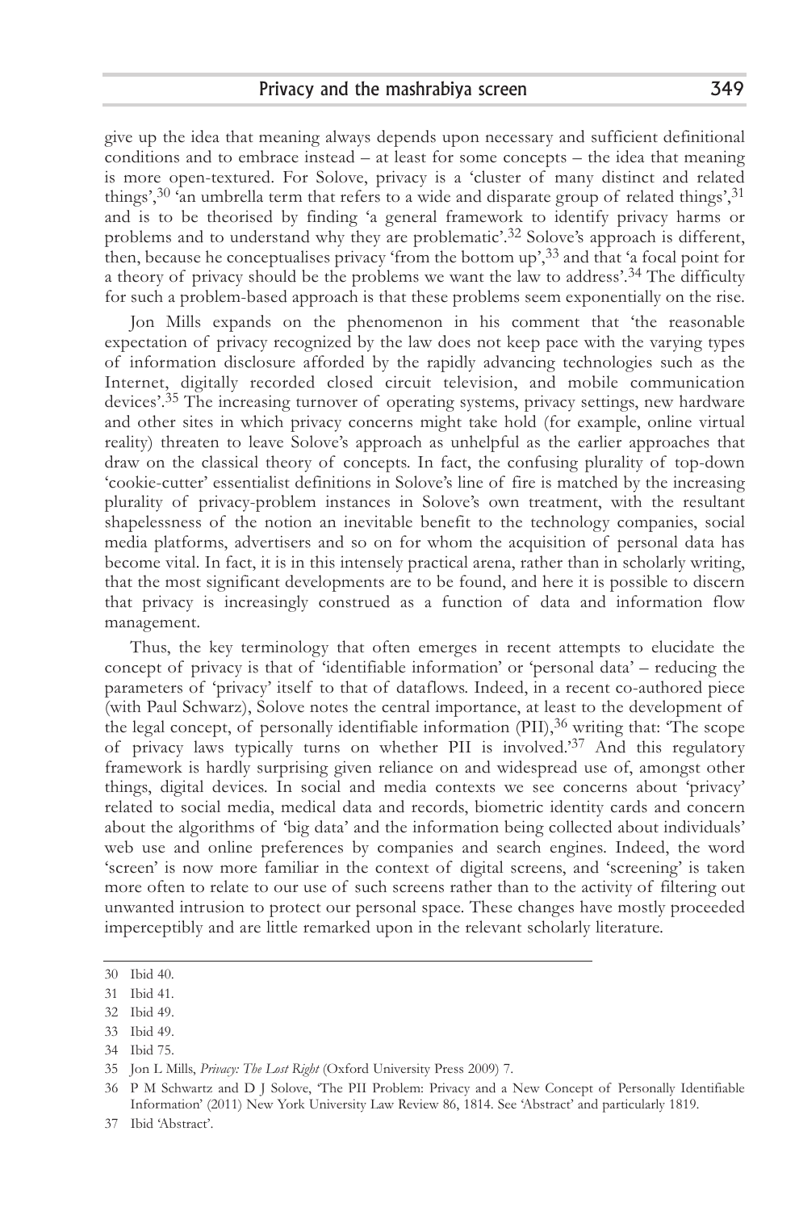give up the idea that meaning always depends upon necessary and sufficient definitional conditions and to embrace instead – at least for some concepts – the idea that meaning is more open-textured. For Solove, privacy is a 'cluster of many distinct and related things',[30] 'an umbrella term that refers to a wide and disparate group of related things',[31] and is to be theorised by finding 'a general framework to identify privacy harms or problems and to understand why they are problematic'.[32] Solove's approach is different, then, because he conceptualises privacy 'from the bottom up',[33] and that 'a focal point for a theory of privacy should be the problems we want the law to address'.[34] The difficulty for such a problem-based approach is that these problems seem exponentially on the rise.

Jon Mills expands on the phenomenon in his comment that 'the reasonable expectation of privacy recognized by the law does not keep pace with the varying types of information disclosure afforded by the rapidly advancing technologies such as the Internet, digitally recorded closed circuit television, and mobile communication devices'.[35] The increasing turnover of operating systems, privacy settings, new hardware and other sites in which privacy concerns might take hold (for example, online virtual reality) threaten to leave Solove's approach as unhelpful as the earlier approaches that draw on the classical theory of concepts. In fact, the confusing plurality of top-down 'cookie-cutter' essentialist definitions in Solove's line of fire is matched by the increasing plurality of privacy-problem instances in Solove's own treatment, with the resultant shapelessness of the notion an inevitable benefit to the technology companies, social media platforms, advertisers and so on for whom the acquisition of personal data has become vital. In fact, it is in this intensely practical arena, rather than in scholarly writing, that the most significant developments are to be found, and here it is possible to discern that privacy is increasingly construed as a function of data and information flow management.

Thus, the key terminology that often emerges in recent attempts to elucidate the concept of privacy is that of 'identifiable information' or 'personal data' – reducing the parameters of 'privacy' itself to that of dataflows. Indeed, in a recent co-authored piece (with Paul Schwarz), Solove notes the central importance, at least to the development of the legal concept, of personally identifiable information (PII),[36] writing that: 'The scope of privacy laws typically turns on whether PII is involved.'[37] And this regulatory framework is hardly surprising given reliance on and widespread use of, amongst other things, digital devices. In social and media contexts we see concerns about 'privacy' related to social media, medical data and records, biometric identity cards and concern about the algorithms of 'big data' and the information being collected about individuals' web use and online preferences by companies and search engines. Indeed, the word 'screen' is now more familiar in the context of digital screens, and 'screening' is taken more often to relate to our use of such screens rather than to the activity of filtering out unwanted intrusion to protect our personal space. These changes have mostly proceeded imperceptibly and are little remarked upon in the relevant scholarly literature.

---

30 Ibid 40.

31 Ibid 41.

32 Ibid 49.

33 Ibid 49.

34 Ibid 75.

35 Jon L Mills, *Privacy: The Lost Right* (Oxford University Press 2009) 7.

36 P M Schwartz and D J Solove, 'The PII Problem: Privacy and a New Concept of Personally Identifiable Information' (2011) New York University Law Review 86, 1814. See 'Abstract' and particularly 1819.

37 Ibid 'Abstract'.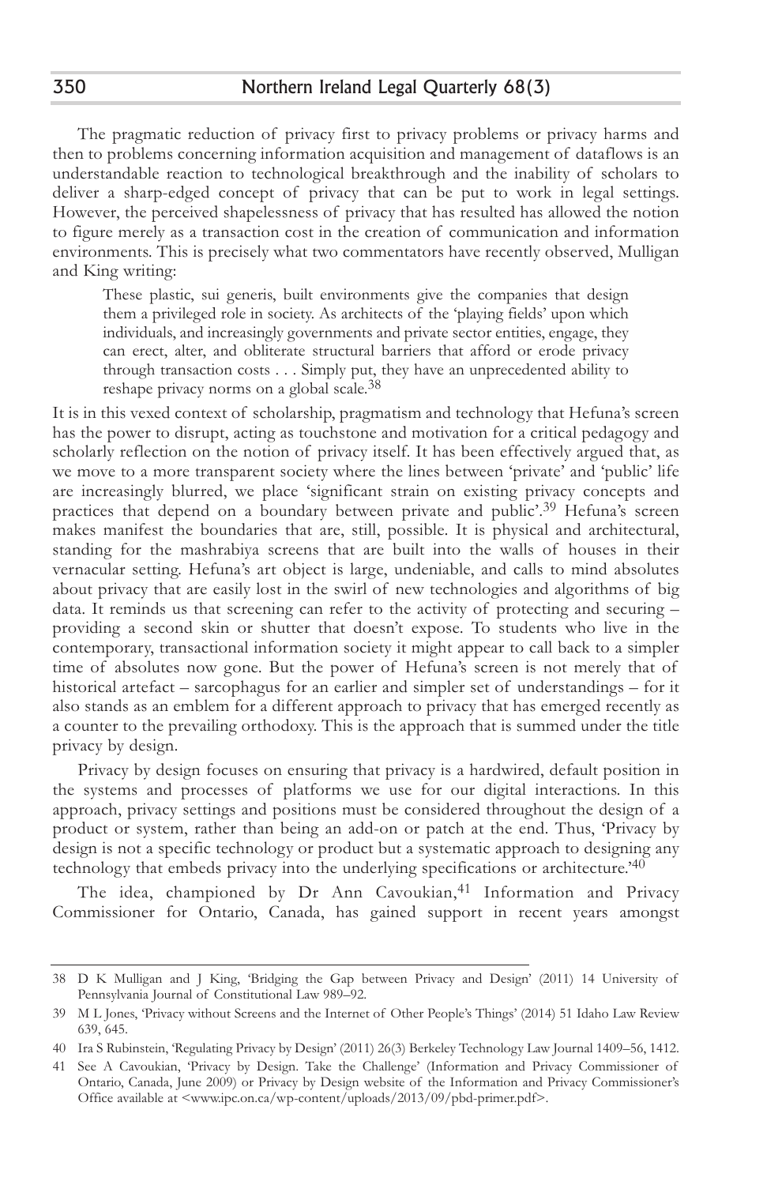The pragmatic reduction of privacy first to privacy problems or privacy harms and then to problems concerning information acquisition and management of dataflows is an understandable reaction to technological breakthrough and the inability of scholars to deliver a sharp-edged concept of privacy that can be put to work in legal settings. However, the perceived shapelessness of privacy that has resulted has allowed the notion to figure merely as a transaction cost in the creation of communication and information environments. This is precisely what two commentators have recently observed, Mulligan and King writing:

> These plastic, sui generis, built environments give the companies that design them a privileged role in society. As architects of the 'playing fields' upon which individuals, and increasingly governments and private sector entities, engage, they can erect, alter, and obliterate structural barriers that afford or erode privacy through transaction costs . . . Simply put, they have an unprecedented ability to reshape privacy norms on a global scale.[38]

It is in this vexed context of scholarship, pragmatism and technology that Hefuna's screen has the power to disrupt, acting as touchstone and motivation for a critical pedagogy and scholarly reflection on the notion of privacy itself. It has been effectively argued that, as we move to a more transparent society where the lines between 'private' and 'public' life are increasingly blurred, we place 'significant strain on existing privacy concepts and practices that depend on a boundary between private and public'.[39] Hefuna's screen makes manifest the boundaries that are, still, possible. It is physical and architectural, standing for the mashrabiya screens that are built into the walls of houses in their vernacular setting. Hefuna's art object is large, undeniable, and calls to mind absolutes about privacy that are easily lost in the swirl of new technologies and algorithms of big data. It reminds us that screening can refer to the activity of protecting and securing – providing a second skin or shutter that doesn't expose. To students who live in the contemporary, transactional information society it might appear to call back to a simpler time of absolutes now gone. But the power of Hefuna's screen is not merely that of historical artefact – sarcophagus for an earlier and simpler set of understandings – for it also stands as an emblem for a different approach to privacy that has emerged recently as a counter to the prevailing orthodoxy. This is the approach that is summed under the title privacy by design.

Privacy by design focuses on ensuring that privacy is a hardwired, default position in the systems and processes of platforms we use for our digital interactions. In this approach, privacy settings and positions must be considered throughout the design of a product or system, rather than being an add-on or patch at the end. Thus, 'Privacy by design is not a specific technology or product but a systematic approach to designing any technology that embeds privacy into the underlying specifications or architecture.'[40]

The idea, championed by Dr Ann Cavoukian,[41] Information and Privacy Commissioner for Ontario, Canada, has gained support in recent years amongst

---

38 D K Mulligan and J King, 'Bridging the Gap between Privacy and Design' (2011) 14 University of Pennsylvania Journal of Constitutional Law 989–92.

39 M L Jones, 'Privacy without Screens and the Internet of Other People's Things' (2014) 51 Idaho Law Review 639, 645.

40 Ira S Rubinstein, 'Regulating Privacy by Design' (2011) 26(3) Berkeley Technology Law Journal 1409–56, 1412.

41 See A Cavoukian, 'Privacy by Design. Take the Challenge' (Information and Privacy Commissioner of Ontario, Canada, June 2009) or Privacy by Design website of the Information and Privacy Commissioner's Office available at <www.ipc.on.ca/wp-content/uploads/2013/09/pbd-primer.pdf>.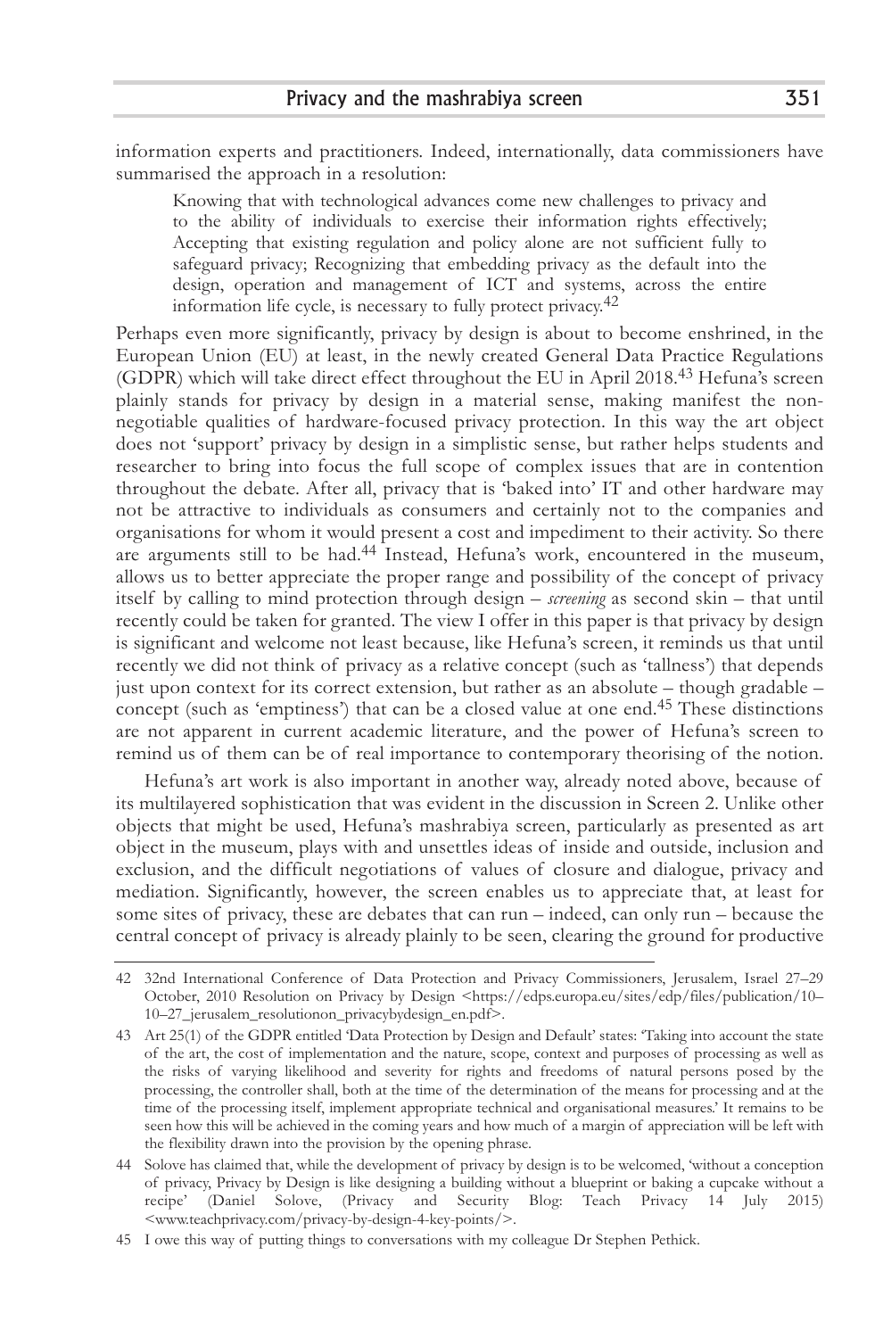information experts and practitioners. Indeed, internationally, data commissioners have summarised the approach in a resolution:

> Knowing that with technological advances come new challenges to privacy and to the ability of individuals to exercise their information rights effectively; Accepting that existing regulation and policy alone are not sufficient fully to safeguard privacy; Recognizing that embedding privacy as the default into the design, operation and management of ICT and systems, across the entire information life cycle, is necessary to fully protect privacy.[42]

Perhaps even more significantly, privacy by design is about to become enshrined, in the European Union (EU) at least, in the newly created General Data Practice Regulations (GDPR) which will take direct effect throughout the EU in April 2018.[43] Hefuna's screen plainly stands for privacy by design in a material sense, making manifest the non-negotiable qualities of hardware-focused privacy protection. In this way the art object does not 'support' privacy by design in a simplistic sense, but rather helps students and researcher to bring into focus the full scope of complex issues that are in contention throughout the debate. After all, privacy that is 'baked into' IT and other hardware may not be attractive to individuals as consumers and certainly not to the companies and organisations for whom it would present a cost and impediment to their activity. So there are arguments still to be had.[44] Instead, Hefuna's work, encountered in the museum, allows us to better appreciate the proper range and possibility of the concept of privacy itself by calling to mind protection through design – *screening* as second skin – that until recently could be taken for granted. The view I offer in this paper is that privacy by design is significant and welcome not least because, like Hefuna's screen, it reminds us that until recently we did not think of privacy as a relative concept (such as 'tallness') that depends just upon context for its correct extension, but rather as an absolute – though gradable – concept (such as 'emptiness') that can be a closed value at one end.[45] These distinctions are not apparent in current academic literature, and the power of Hefuna's screen to remind us of them can be of real importance to contemporary theorising of the notion.

Hefuna's art work is also important in another way, already noted above, because of its multilayered sophistication that was evident in the discussion in Screen 2. Unlike other objects that might be used, Hefuna's mashrabiya screen, particularly as presented as art object in the museum, plays with and unsettles ideas of inside and outside, inclusion and exclusion, and the difficult negotiations of values of closure and dialogue, privacy and mediation. Significantly, however, the screen enables us to appreciate that, at least for some sites of privacy, these are debates that can run – indeed, can only run – because the central concept of privacy is already plainly to be seen, clearing the ground for productive

---

42 32nd International Conference of Data Protection and Privacy Commissioners, Jerusalem, Israel 27–29 October, 2010 Resolution on Privacy by Design <https://edps.europa.eu/sites/edp/files/publication/10–10–27_jerusalem_resolutionon_privacybydesign_en.pdf>.

43 Art 25(1) of the GDPR entitled 'Data Protection by Design and Default' states: 'Taking into account the state of the art, the cost of implementation and the nature, scope, context and purposes of processing as well as the risks of varying likelihood and severity for rights and freedoms of natural persons posed by the processing, the controller shall, both at the time of the determination of the means for processing and at the time of the processing itself, implement appropriate technical and organisational measures.' It remains to be seen how this will be achieved in the coming years and how much of a margin of appreciation will be left with the flexibility drawn into the provision by the opening phrase.

44 Solove has claimed that, while the development of privacy by design is to be welcomed, 'without a conception of privacy, Privacy by Design is like designing a building without a blueprint or baking a cupcake without a recipe' (Daniel Solove, (Privacy and Security Blog: Teach Privacy 14 July 2015) <www.teachprivacy.com/privacy-by-design-4-key-points/>.

45 I owe this way of putting things to conversations with my colleague Dr Stephen Pethick.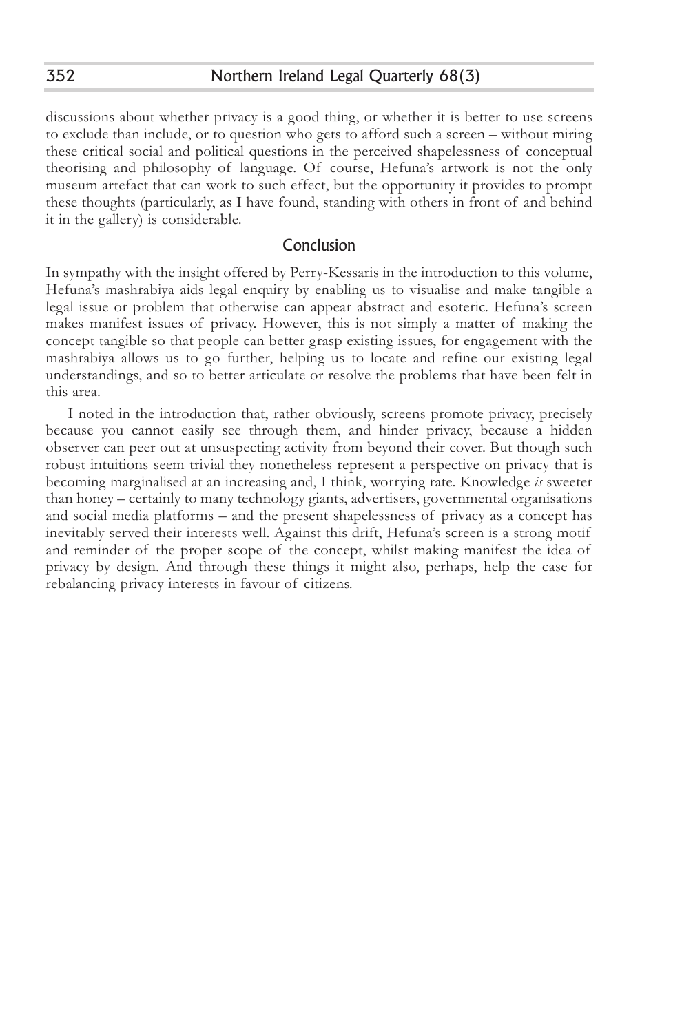discussions about whether privacy is a good thing, or whether it is better to use screens to exclude than include, or to question who gets to afford such a screen – without miring these critical social and political questions in the perceived shapelessness of conceptual theorising and philosophy of language. Of course, Hefuna's artwork is not the only museum artefact that can work to such effect, but the opportunity it provides to prompt these thoughts (particularly, as I have found, standing with others in front of and behind it in the gallery) is considerable.

## Conclusion

In sympathy with the insight offered by Perry-Kessaris in the introduction to this volume, Hefuna's mashrabiya aids legal enquiry by enabling us to visualise and make tangible a legal issue or problem that otherwise can appear abstract and esoteric. Hefuna's screen makes manifest issues of privacy. However, this is not simply a matter of making the concept tangible so that people can better grasp existing issues, for engagement with the mashrabiya allows us to go further, helping us to locate and refine our existing legal understandings, and so to better articulate or resolve the problems that have been felt in this area.

I noted in the introduction that, rather obviously, screens promote privacy, precisely because you cannot easily see through them, and hinder privacy, because a hidden observer can peer out at unsuspecting activity from beyond their cover. But though such robust intuitions seem trivial they nonetheless represent a perspective on privacy that is becoming marginalised at an increasing and, I think, worrying rate. Knowledge *is* sweeter than honey – certainly to many technology giants, advertisers, governmental organisations and social media platforms – and the present shapelessness of privacy as a concept has inevitably served their interests well. Against this drift, Hefuna's screen is a strong motif and reminder of the proper scope of the concept, whilst making manifest the idea of privacy by design. And through these things it might also, perhaps, help the case for rebalancing privacy interests in favour of citizens.